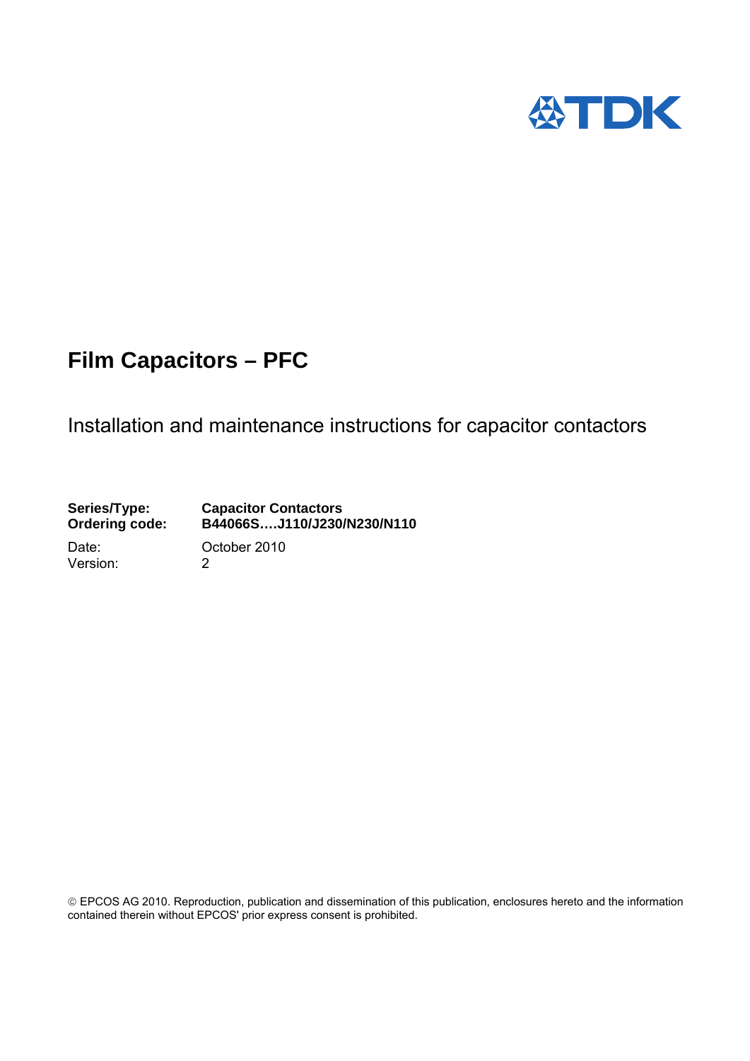TDK

# Film Capacitors – PFC

Installation and maintenance instructions for capacitor contactors

| | |
|---|---|
| **Series/Type:** | **Capacitor Contactors** |
| **Ordering code:** | **B44066S….J110/J230/N230/N110** |
| Date: | October 2010 |
| Version: | 2 |

© EPCOS AG 2010. Reproduction, publication and dissemination of this publication, enclosures hereto and the information contained therein without EPCOS' prior express consent is prohibited.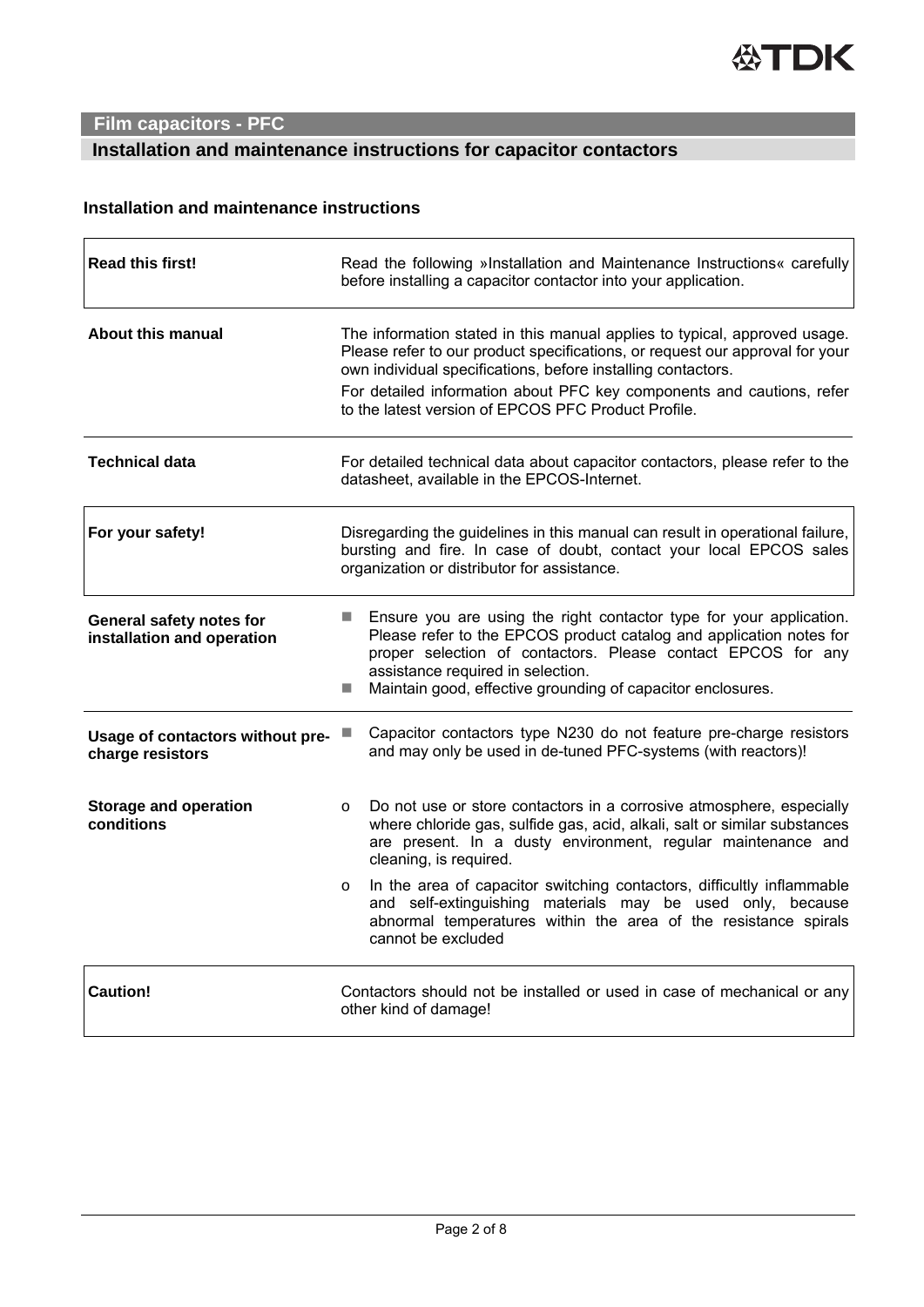## Film capacitors - PFC

## Installation and maintenance instructions for capacitor contactors

### Installation and maintenance instructions

| | |
|---|---|
| **Read this first!** | Read the following »Installation and Maintenance Instructions« carefully before installing a capacitor contactor into your application. |
| **About this manual** | The information stated in this manual applies to typical, approved usage. Please refer to our product specifications, or request our approval for your own individual specifications, before installing contactors.<br>For detailed information about PFC key components and cautions, refer to the latest version of EPCOS PFC Product Profile. |
| **Technical data** | For detailed technical data about capacitor contactors, please refer to the datasheet, available in the EPCOS-Internet. |
| **For your safety!** | Disregarding the guidelines in this manual can result in operational failure, bursting and fire. In case of doubt, contact your local EPCOS sales organization or distributor for assistance. |
| **General safety notes for installation and operation** | ■ Ensure you are using the right contactor type for your application. Please refer to the EPCOS product catalog and application notes for proper selection of contactors. Please contact EPCOS for any assistance required in selection.<br>■ Maintain good, effective grounding of capacitor enclosures. |
| **Usage of contactors without pre-charge resistors** | ■ Capacitor contactors type N230 do not feature pre-charge resistors and may only be used in de-tuned PFC-systems (with reactors)! |
| **Storage and operation conditions** | o Do not use or store contactors in a corrosive atmosphere, especially where chloride gas, sulfide gas, acid, alkali, salt or similar substances are present. In a dusty environment, regular maintenance and cleaning, is required.<br>o In the area of capacitor switching contactors, difficultly inflammable and self-extinguishing materials may be used only, because abnormal temperatures within the area of the resistance spirals cannot be excluded |
| **Caution!** | Contactors should not be installed or used in case of mechanical or any other kind of damage! |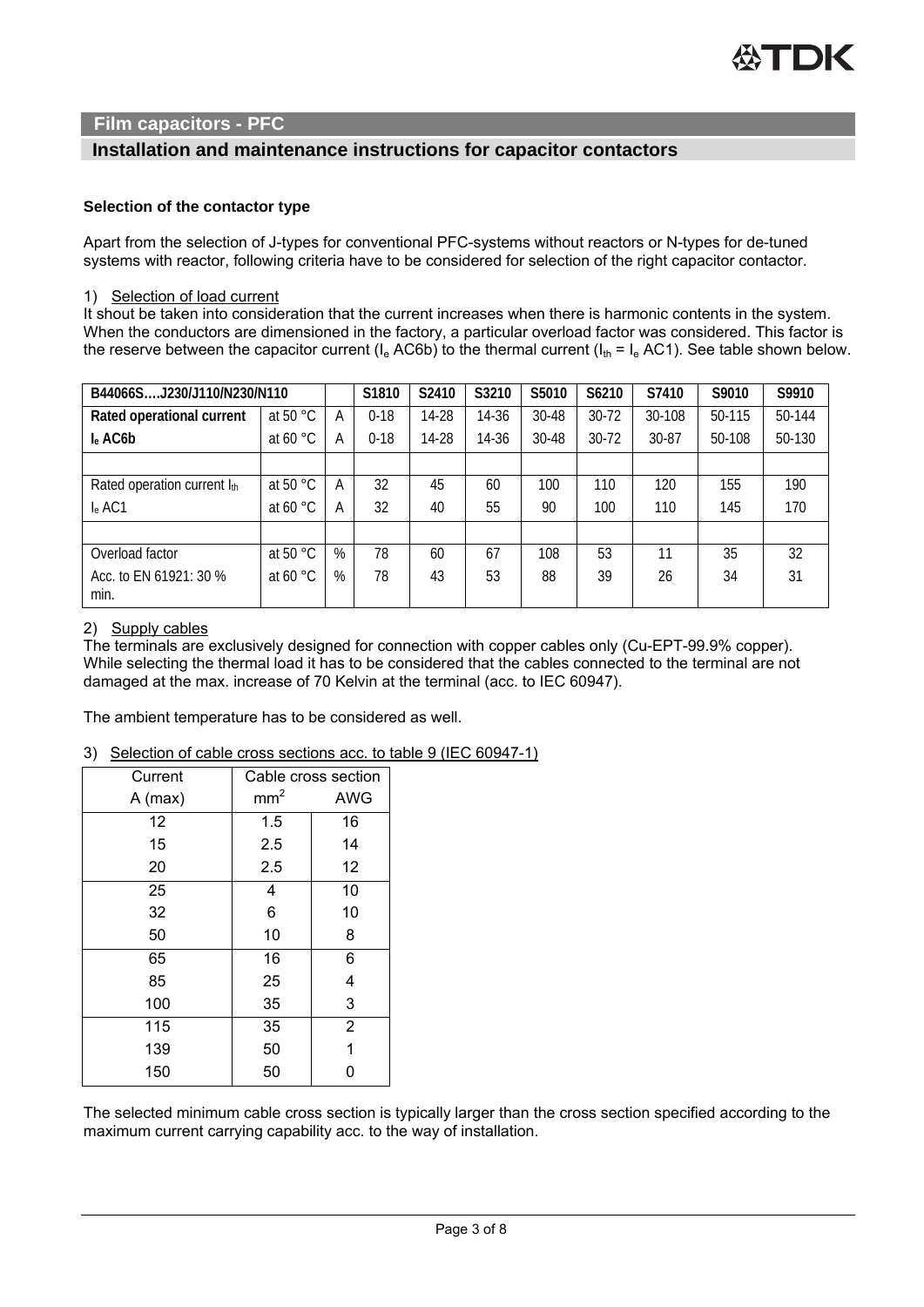## Film capacitors - PFC

## Installation and maintenance instructions for capacitor contactors

### Selection of the contactor type

Apart from the selection of J-types for conventional PFC-systems without reactors or N-types for de-tuned systems with reactor, following criteria have to be considered for selection of the right capacitor contactor.

1) Selection of load current

It shout be taken into consideration that the current increases when there is harmonic contents in the system. When the conductors are dimensioned in the factory, a particular overload factor was considered. This factor is the reserve between the capacitor current ($I_e$ AC6b) to the thermal current ($I_{th}$ = $I_e$ AC1). See table shown below.

| B44066S….J230/J110/N230/N110 | | | S1810 | S2410 | S3210 | S5010 | S6210 | S7410 | S9010 | S9910 |
|---|---|---|---|---|---|---|---|---|---|---|
| **Rated operational current** | at 50 °C | A | 0-18 | 14-28 | 14-36 | 30-48 | 30-72 | 30-108 | 50-115 | 50-144 |
| **$I_e$ AC6b** | at 60 °C | A | 0-18 | 14-28 | 14-36 | 30-48 | 30-72 | 30-87 | 50-108 | 50-130 |
| | | | | | | | | | | |
| Rated operation current $I_{th}$ | at 50 °C | A | 32 | 45 | 60 | 100 | 110 | 120 | 155 | 190 |
| $I_e$ AC1 | at 60 °C | A | 32 | 40 | 55 | 90 | 100 | 110 | 145 | 170 |
| | | | | | | | | | | |
| Overload factor | at 50 °C | % | 78 | 60 | 67 | 108 | 53 | 11 | 35 | 32 |
| Acc. to EN 61921: 30 % min. | at 60 °C | % | 78 | 43 | 53 | 88 | 39 | 26 | 34 | 31 |

2) Supply cables

The terminals are exclusively designed for connection with copper cables only (Cu-EPT-99.9% copper). While selecting the thermal load it has to be considered that the cables connected to the terminal are not damaged at the max. increase of 70 Kelvin at the terminal (acc. to IEC 60947).

The ambient temperature has to be considered as well.

3) Selection of cable cross sections acc. to table 9 (IEC 60947-1)

| Current | Cable cross section | |
|---|---|---|
| A (max) | $mm^2$ | AWG |
| 12 | 1.5 | 16 |
| 15 | 2.5 | 14 |
| 20 | 2.5 | 12 |
| 25 | 4 | 10 |
| 32 | 6 | 10 |
| 50 | 10 | 8 |
| 65 | 16 | 6 |
| 85 | 25 | 4 |
| 100 | 35 | 3 |
| 115 | 35 | 2 |
| 139 | 50 | 1 |
| 150 | 50 | 0 |

The selected minimum cable cross section is typically larger than the cross section specified according to the maximum current carrying capability acc. to the way of installation.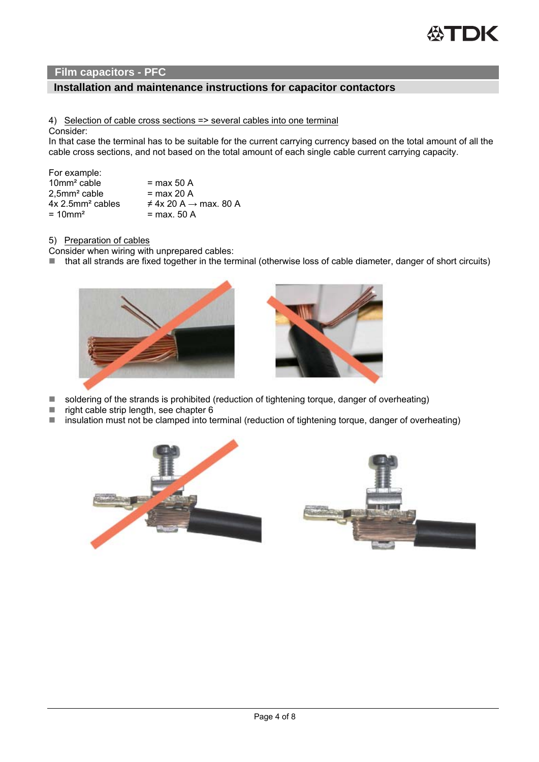## Film capacitors - PFC

### Installation and maintenance instructions for capacitor contactors

4) Selection of cable cross sections => several cables into one terminal

Consider:

In that case the terminal has to be suitable for the current carrying currency based on the total amount of all the cable cross sections, and not based on the total amount of each single cable current carrying capacity.

For example:

| | |
|---|---|
| 10mm² cable | = max 50 A |
| 2,5mm² cable | = max 20 A |
| 4x 2.5mm² cables | ≠ 4x 20 A → max. 80 A |
| = 10mm² | = max. 50 A |

5) Preparation of cables

Consider when wiring with unprepared cables:

- that all strands are fixed together in the terminal (otherwise loss of cable diameter, danger of short circuits)
- soldering of the strands is prohibited (reduction of tightening torque, danger of overheating)
- right cable strip length, see chapter 6
- insulation must not be clamped into terminal (reduction of tightening torque, danger of overheating)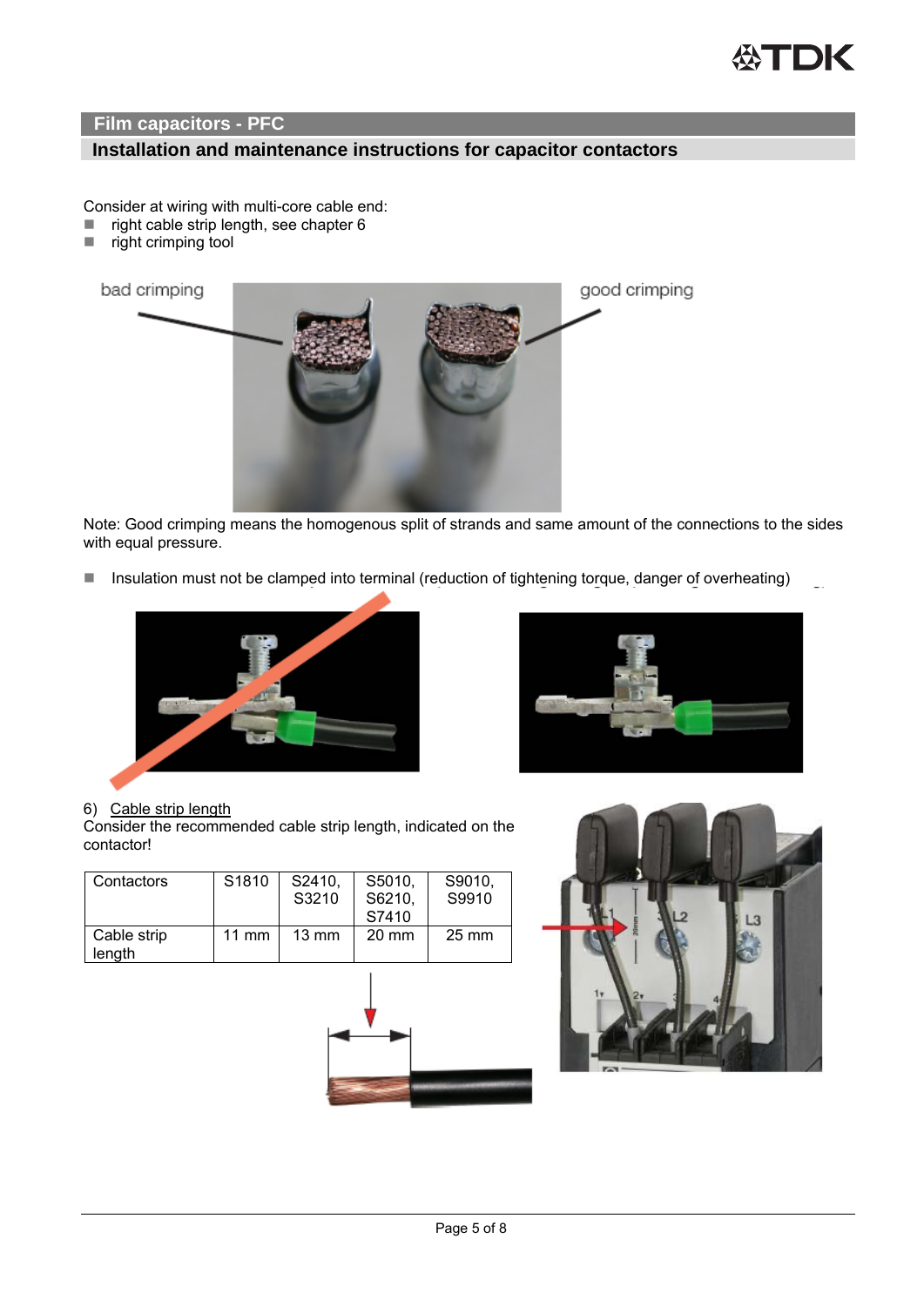## Film capacitors - PFC

### Installation and maintenance instructions for capacitor contactors

Consider at wiring with multi-core cable end:

- right cable strip length, see chapter 6
- right crimping tool

Note: Good crimping means the homogenous split of strands and same amount of the connections to the sides with equal pressure.

- Insulation must not be clamped into terminal (reduction of tightening torque, danger of overheating)

6) Cable strip length

Consider the recommended cable strip length, indicated on the contactor!

| Contactors | S1810 | S2410, S3210 | S5010, S6210, S7410 | S9010, S9910 |
|---|---|---|---|---|
| Cable strip length | 11 mm | 13 mm | 20 mm | 25 mm |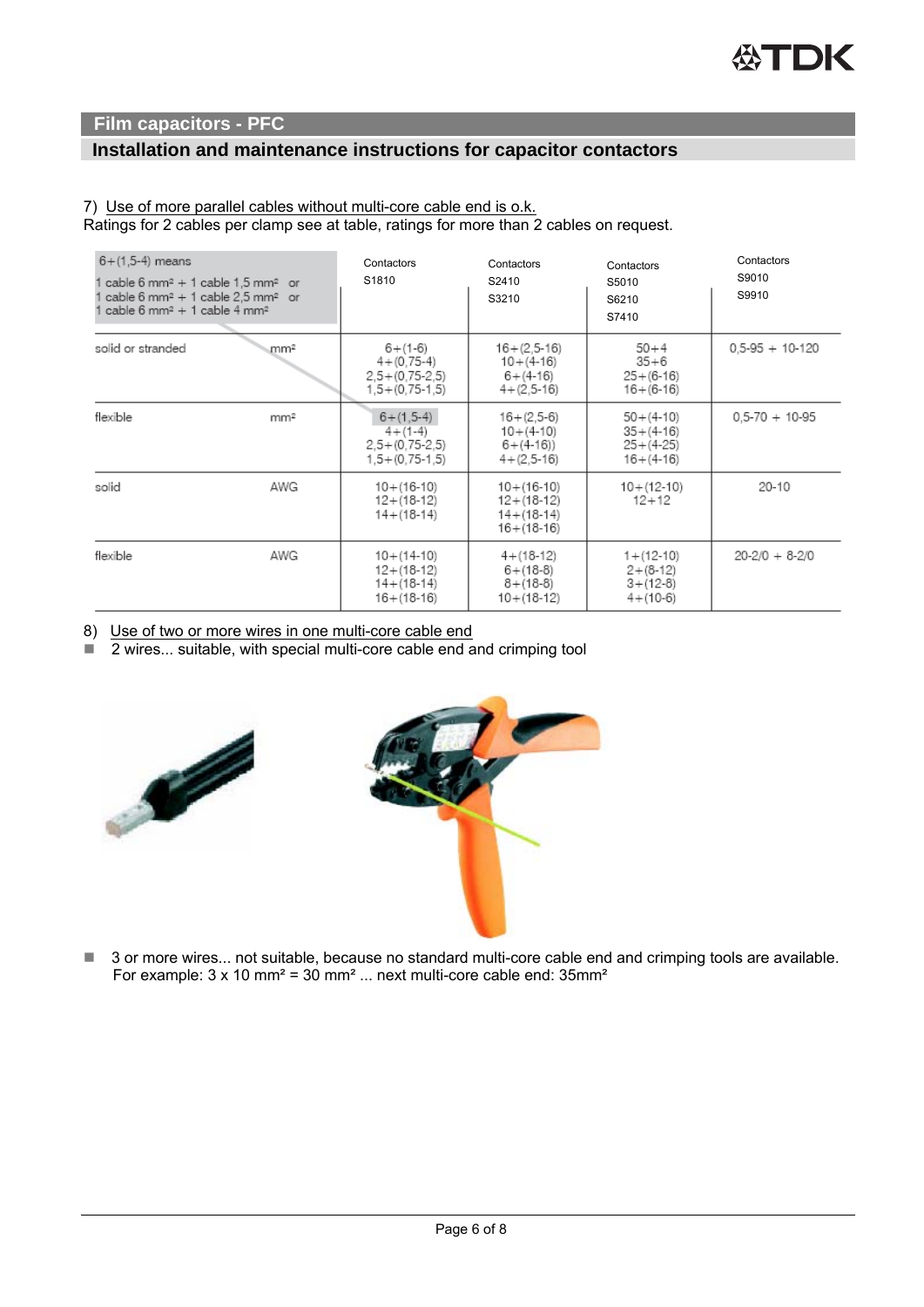## Film capacitors - PFC

### Installation and maintenance instructions for capacitor contactors

7) Use of more parallel cables without multi-core cable end is o.k.
Ratings for 2 cables per clamp see at table, ratings for more than 2 cables on request.

| 6+(1,5-4) means<br>1 cable 6 mm² + 1 cable 1,5 mm² or<br>1 cable 6 mm² + 1 cable 2,5 mm² or<br>1 cable 6 mm² + 1 cable 4 mm² | | Contactors<br>S1810 | Contactors<br>S2410<br>S3210 | Contactors<br>S5010<br>S6210<br>S7410 | Contactors<br>S9010<br>S9910 |
|---|---|---|---|---|---|
| solid or stranded | mm² | 6+(1-6)<br>4+(0,75-4)<br>2,5+(0,75-2,5)<br>1,5+(0,75-1,5) | 16+(2,5-16)<br>10+(4-16)<br>6+(4-16)<br>4+(2,5-16) | 50+4<br>35+6<br>25+(6-16)<br>16+(6-16) | 0,5-95 + 10-120 |
| flexible | mm² | 6+(1,5-4)<br>4+(1-4)<br>2,5+(0,75-2,5)<br>1,5+(0,75-1,5) | 16+(2,5-6)<br>10+(4-10)<br>6+(4-16))<br>4+(2,5-16) | 50+(4-10)<br>35+(4-16)<br>25+(4-25)<br>16+(4-16) | 0,5-70 + 10-95 |
| solid | AWG | 10+(16-10)<br>12+(18-12)<br>14+(18-14) | 10+(16-10)<br>12+(18-12)<br>14+(18-14)<br>16+(18-16) | 10+(12-10)<br>12+12 | 20-10 |
| flexible | AWG | 10+(14-10)<br>12+(18-12)<br>14+(18-14)<br>16+(18-16) | 4+(18-12)<br>6+(18-8)<br>8+(18-8)<br>10+(18-12) | 1+(12-10)<br>2+(8-12)<br>3+(12-8)<br>4+(10-6) | 20-2/0 + 8-2/0 |

8) Use of two or more wires in one multi-core cable end

- 2 wires... suitable, with special multi-core cable end and crimping tool

- 3 or more wires... not suitable, because no standard multi-core cable end and crimping tools are available.
  For example: 3 x 10 mm² = 30 mm² ... next multi-core cable end: 35mm²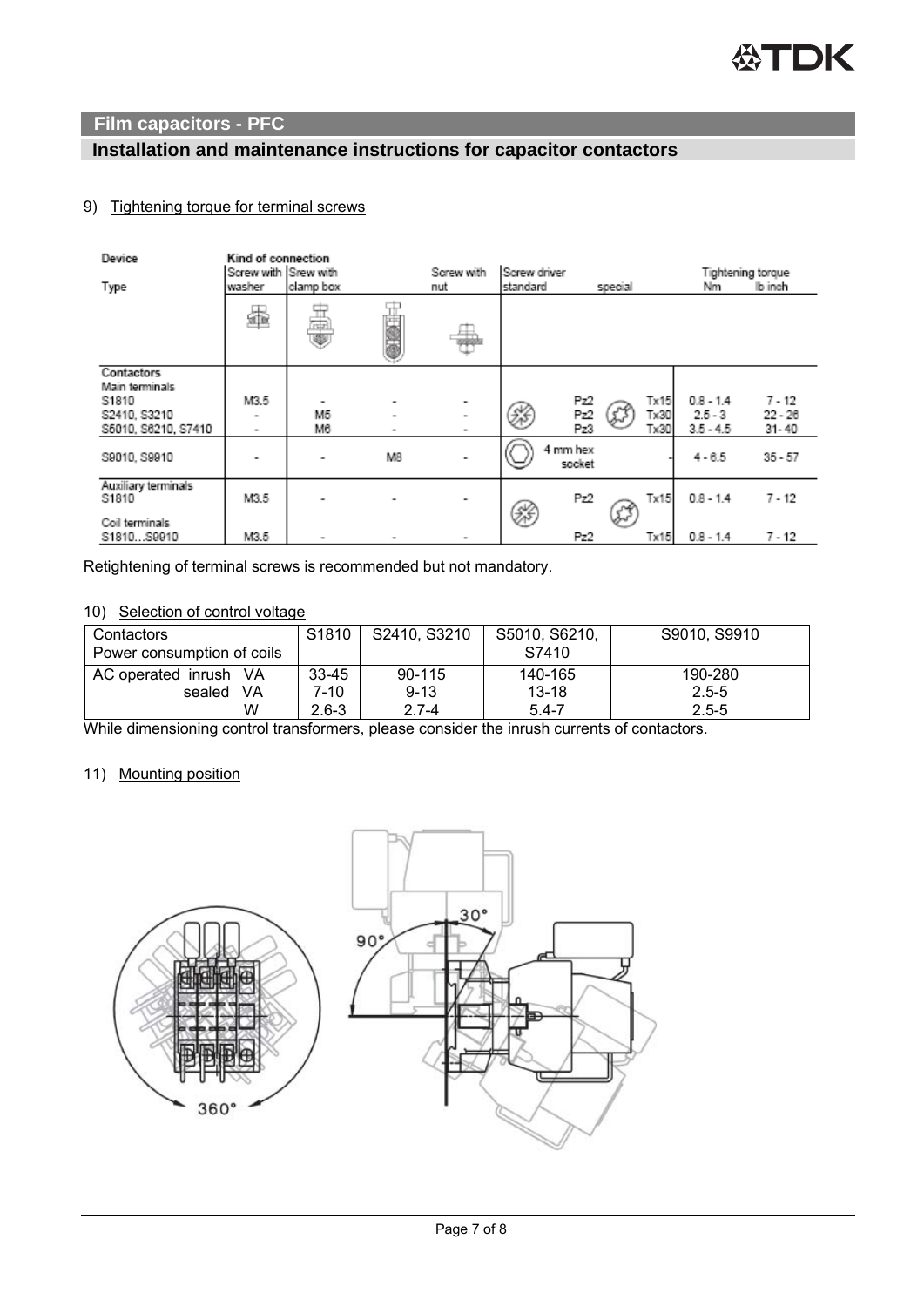## Film capacitors - PFC

### Installation and maintenance instructions for capacitor contactors

9) Tightening torque for terminal screws

| Device Type | Kind of connection: Screw with washer | Srew with clamp box | | Screw with nut | Screw driver standard | special | Tightening torque Nm | lb inch |
|---|---|---|---|---|---|---|---|---|
| **Contactors** Main terminals | | | | | | | | |
| S1810 | M3.5 | - | - | - | Pz2 | Tx15 | 0.8 - 1.4 | 7 - 12 |
| S2410, S3210 | - | M5 | - | - | Pz2 | Tx30 | 2.5 - 3 | 22 - 26 |
| S5010, S6210, S7410 | - | M6 | - | - | Pz3 | Tx30 | 3.5 - 4.5 | 31- 40 |
| S9010, S9910 | - | - | M8 | - | 4 mm hex socket | - | 4 - 6.5 | 35 - 57 |
| Auxiliary terminals S1810 | M3.5 | - | - | - | Pz2 | Tx15 | 0.8 - 1.4 | 7 - 12 |
| Coil terminals S1810...S9910 | M3.5 | - | - | - | Pz2 | Tx15 | 0.8 - 1.4 | 7 - 12 |

Retightening of terminal screws is recommended but not mandatory.

10) Selection of control voltage

| Contactors Power consumption of coils | S1810 | S2410, S3210 | S5010, S6210, S7410 | S9010, S9910 |
|---|---|---|---|---|
| AC operated inrush VA | 33-45 | 90-115 | 140-165 | 190-280 |
| sealed VA | 7-10 | 9-13 | 13-18 | 2.5-5 |
| W | 2.6-3 | 2.7-4 | 5.4-7 | 2.5-5 |

While dimensioning control transformers, please consider the inrush currents of contactors.

11) Mounting position

360° 90° 30°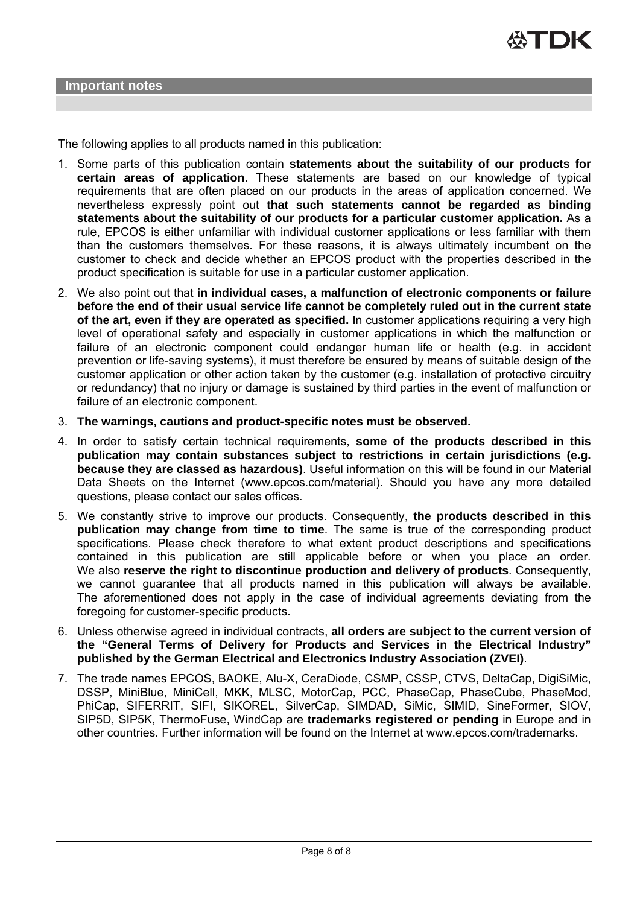## Important notes

The following applies to all products named in this publication:

1. Some parts of this publication contain **statements about the suitability of our products for certain areas of application**. These statements are based on our knowledge of typical requirements that are often placed on our products in the areas of application concerned. We nevertheless expressly point out **that such statements cannot be regarded as binding statements about the suitability of our products for a particular customer application.** As a rule, EPCOS is either unfamiliar with individual customer applications or less familiar with them than the customers themselves. For these reasons, it is always ultimately incumbent on the customer to check and decide whether an EPCOS product with the properties described in the product specification is suitable for use in a particular customer application.
2. We also point out that **in individual cases, a malfunction of electronic components or failure before the end of their usual service life cannot be completely ruled out in the current state of the art, even if they are operated as specified.** In customer applications requiring a very high level of operational safety and especially in customer applications in which the malfunction or failure of an electronic component could endanger human life or health (e.g. in accident prevention or life-saving systems), it must therefore be ensured by means of suitable design of the customer application or other action taken by the customer (e.g. installation of protective circuitry or redundancy) that no injury or damage is sustained by third parties in the event of malfunction or failure of an electronic component.
3. **The warnings, cautions and product-specific notes must be observed.**
4. In order to satisfy certain technical requirements, **some of the products described in this publication may contain substances subject to restrictions in certain jurisdictions (e.g. because they are classed as hazardous)**. Useful information on this will be found in our Material Data Sheets on the Internet (www.epcos.com/material). Should you have any more detailed questions, please contact our sales offices.
5. We constantly strive to improve our products. Consequently, **the products described in this publication may change from time to time**. The same is true of the corresponding product specifications. Please check therefore to what extent product descriptions and specifications contained in this publication are still applicable before or when you place an order. We also **reserve the right to discontinue production and delivery of products**. Consequently, we cannot guarantee that all products named in this publication will always be available. The aforementioned does not apply in the case of individual agreements deviating from the foregoing for customer-specific products.
6. Unless otherwise agreed in individual contracts, **all orders are subject to the current version of the "General Terms of Delivery for Products and Services in the Electrical Industry" published by the German Electrical and Electronics Industry Association (ZVEI)**.
7. The trade names EPCOS, BAOKE, Alu-X, CeraDiode, CSMP, CSSP, CTVS, DeltaCap, DigiSiMic, DSSP, MiniBlue, MiniCell, MKK, MLSC, MotorCap, PCC, PhaseCap, PhaseCube, PhaseMod, PhiCap, SIFERRIT, SIFI, SIKOREL, SilverCap, SIMDAD, SiMic, SIMID, SineFormer, SIOV, SIP5D, SIP5K, ThermoFuse, WindCap are **trademarks registered or pending** in Europe and in other countries. Further information will be found on the Internet at www.epcos.com/trademarks.